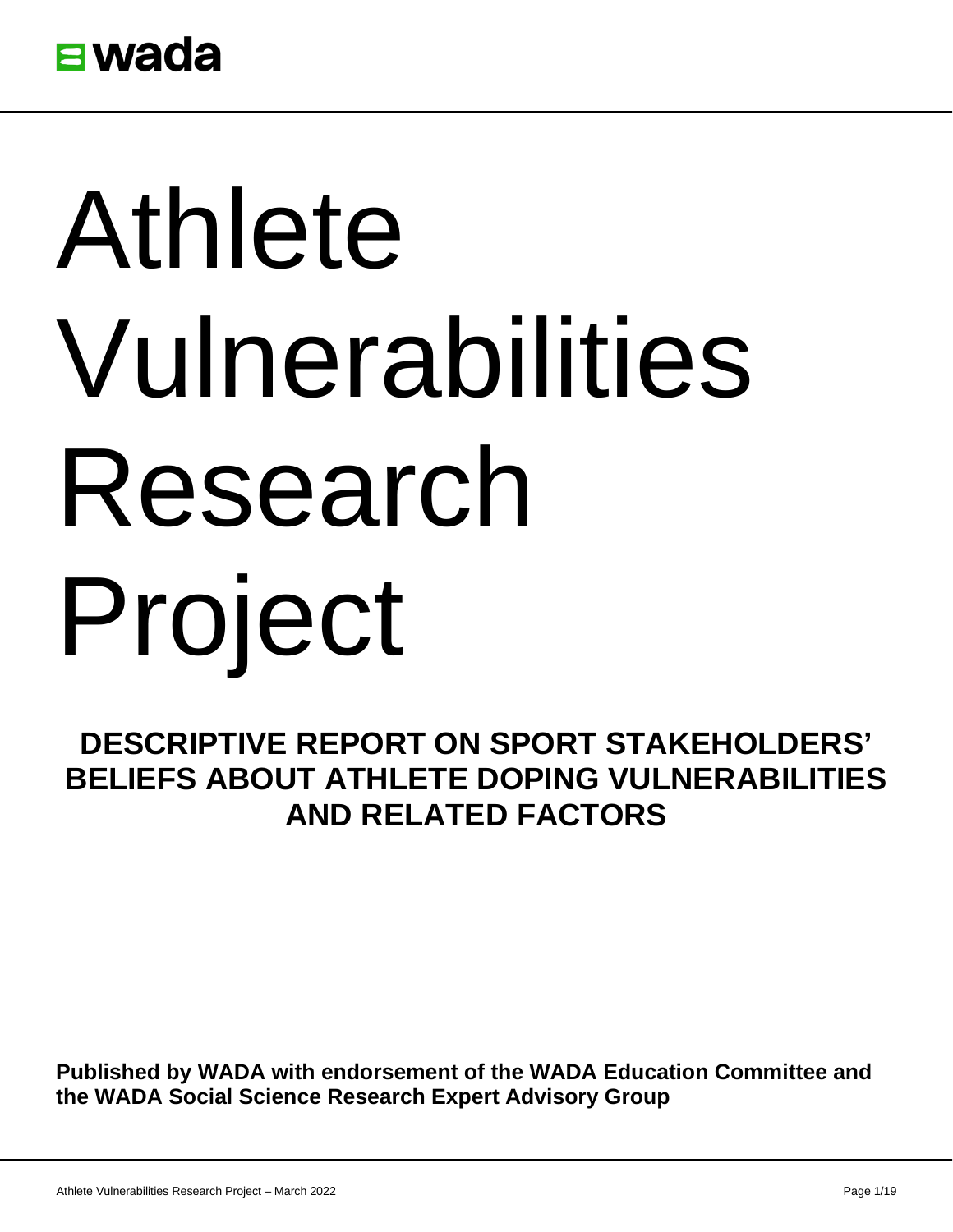wada

# Athlete Vulnerabilities Research Project

## DESCRIPTIVE REPORT ON SPORT STAKEHOLDERS' BELIEFS ABOUT ATHLETE DOPING VULNERABILITIES AND RELATED FACTORS

**Published by WADA with endorsement of the WADA Education Committee and the WADA Social Science Research Expert Advisory Group**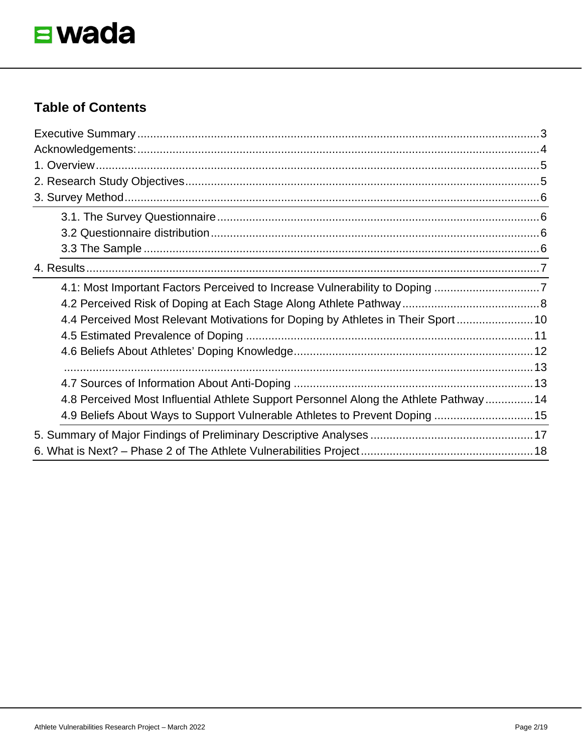## Table of Contents

Executive Summary ..... 3
Acknowledgements: ..... 4
1. Overview ..... 5
2. Research Study Objectives ..... 5
3. Survey Method ..... 6
- 3.1. The Survey Questionnaire ..... 6
- 3.2 Questionnaire distribution ..... 6
- 3.3 The Sample ..... 6

4. Results ..... 7
- 4.1: Most Important Factors Perceived to Increase Vulnerability to Doping ..... 7
- 4.2 Perceived Risk of Doping at Each Stage Along Athlete Pathway ..... 8
- 4.4 Perceived Most Relevant Motivations for Doping by Athletes in Their Sport ..... 10
- 4.5 Estimated Prevalence of Doping ..... 11
- 4.6 Beliefs About Athletes' Doping Knowledge ..... 12
- ..... 13
- 4.7 Sources of Information About Anti-Doping ..... 13
- 4.8 Perceived Most Influential Athlete Support Personnel Along the Athlete Pathway ..... 14
- 4.9 Beliefs About Ways to Support Vulnerable Athletes to Prevent Doping ..... 15

5. Summary of Major Findings of Preliminary Descriptive Analyses ..... 17
6. What is Next? – Phase 2 of The Athlete Vulnerabilities Project ..... 18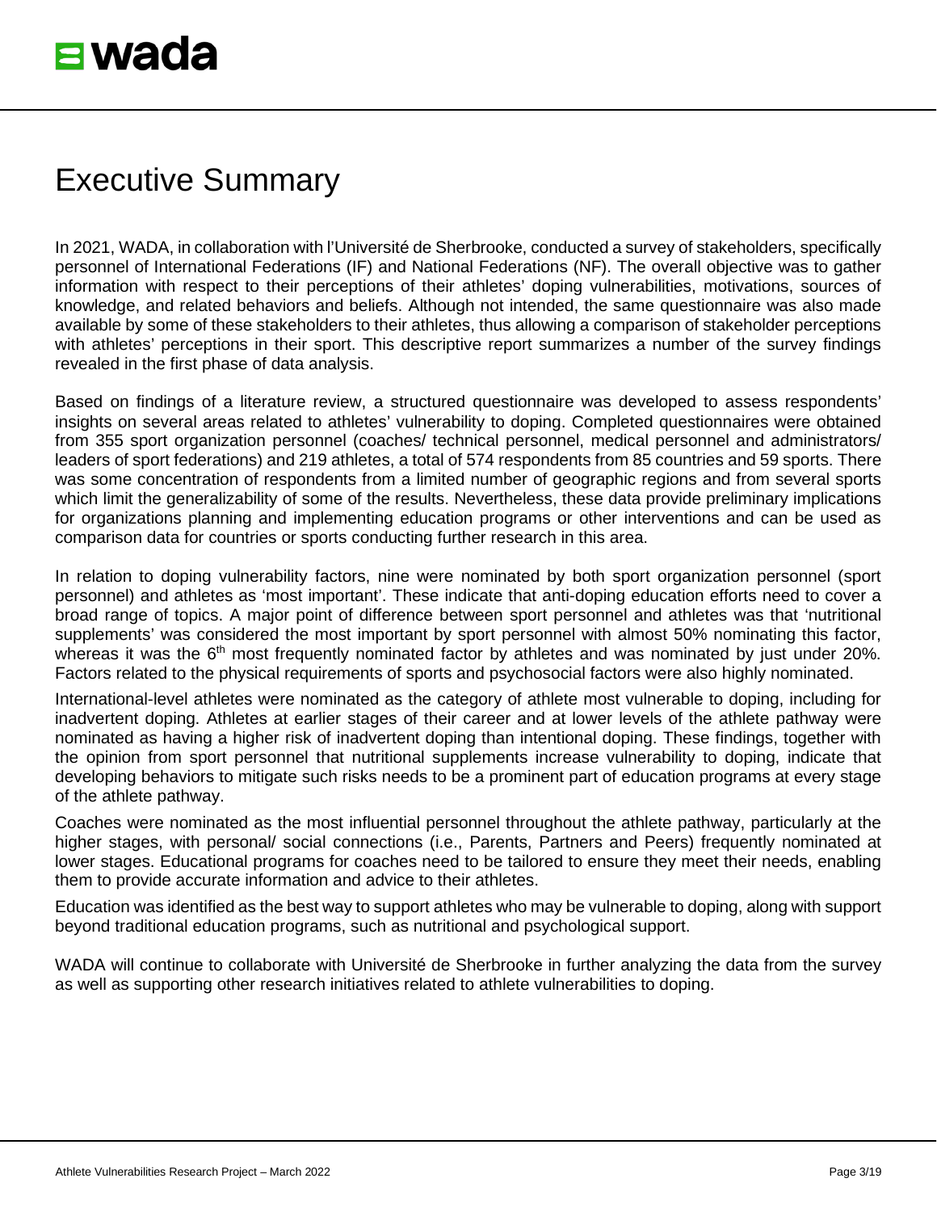# Executive Summary

In 2021, WADA, in collaboration with l'Université de Sherbrooke, conducted a survey of stakeholders, specifically personnel of International Federations (IF) and National Federations (NF). The overall objective was to gather information with respect to their perceptions of their athletes' doping vulnerabilities, motivations, sources of knowledge, and related behaviors and beliefs. Although not intended, the same questionnaire was also made available by some of these stakeholders to their athletes, thus allowing a comparison of stakeholder perceptions with athletes' perceptions in their sport. This descriptive report summarizes a number of the survey findings revealed in the first phase of data analysis.

Based on findings of a literature review, a structured questionnaire was developed to assess respondents' insights on several areas related to athletes' vulnerability to doping. Completed questionnaires were obtained from 355 sport organization personnel (coaches/ technical personnel, medical personnel and administrators/ leaders of sport federations) and 219 athletes, a total of 574 respondents from 85 countries and 59 sports. There was some concentration of respondents from a limited number of geographic regions and from several sports which limit the generalizability of some of the results. Nevertheless, these data provide preliminary implications for organizations planning and implementing education programs or other interventions and can be used as comparison data for countries or sports conducting further research in this area.

In relation to doping vulnerability factors, nine were nominated by both sport organization personnel (sport personnel) and athletes as 'most important'. These indicate that anti-doping education efforts need to cover a broad range of topics. A major point of difference between sport personnel and athletes was that 'nutritional supplements' was considered the most important by sport personnel with almost 50% nominating this factor, whereas it was the 6th most frequently nominated factor by athletes and was nominated by just under 20%. Factors related to the physical requirements of sports and psychosocial factors were also highly nominated.

International-level athletes were nominated as the category of athlete most vulnerable to doping, including for inadvertent doping. Athletes at earlier stages of their career and at lower levels of the athlete pathway were nominated as having a higher risk of inadvertent doping than intentional doping. These findings, together with the opinion from sport personnel that nutritional supplements increase vulnerability to doping, indicate that developing behaviors to mitigate such risks needs to be a prominent part of education programs at every stage of the athlete pathway.

Coaches were nominated as the most influential personnel throughout the athlete pathway, particularly at the higher stages, with personal/ social connections (i.e., Parents, Partners and Peers) frequently nominated at lower stages. Educational programs for coaches need to be tailored to ensure they meet their needs, enabling them to provide accurate information and advice to their athletes.

Education was identified as the best way to support athletes who may be vulnerable to doping, along with support beyond traditional education programs, such as nutritional and psychological support.

WADA will continue to collaborate with Université de Sherbrooke in further analyzing the data from the survey as well as supporting other research initiatives related to athlete vulnerabilities to doping.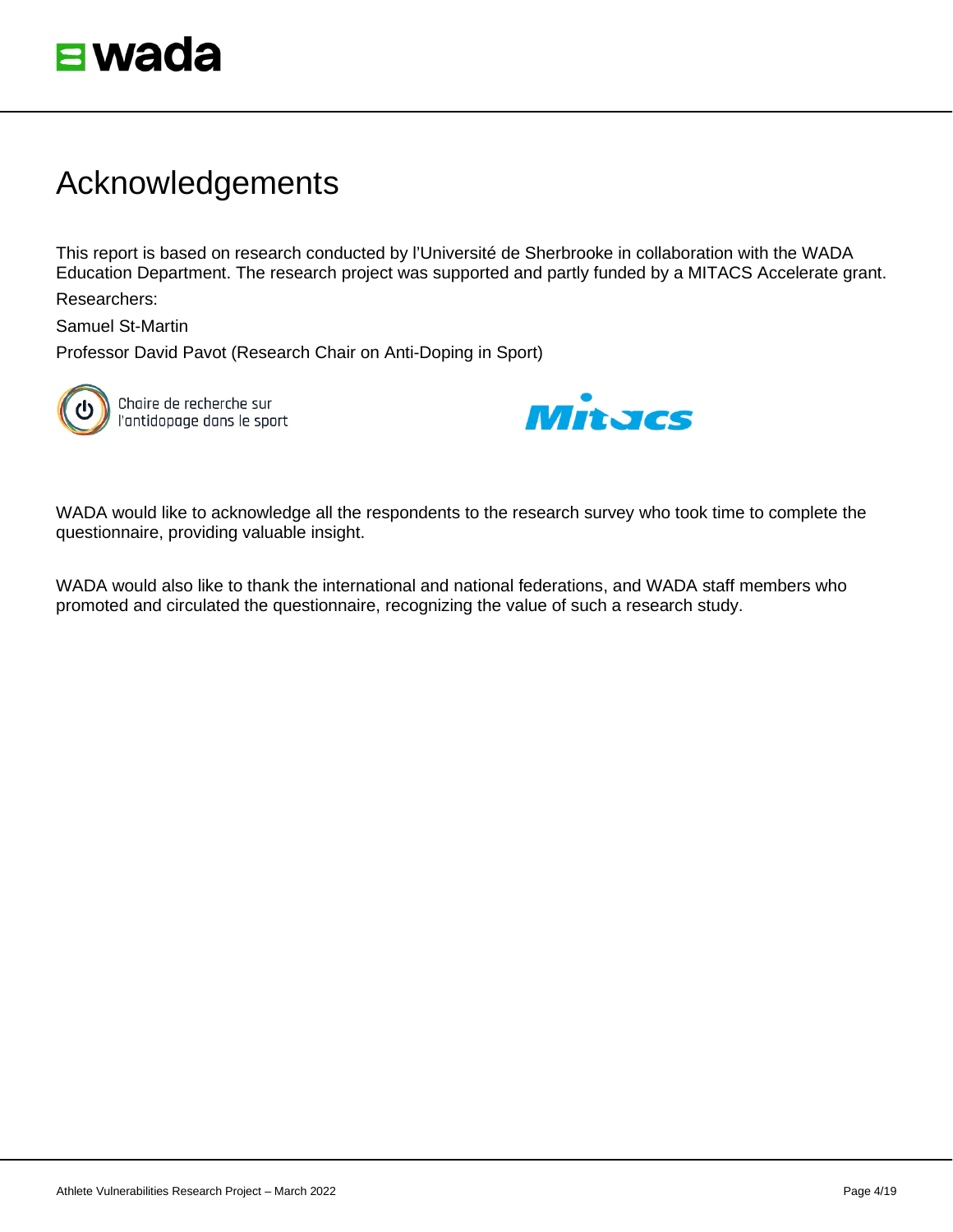# Acknowledgements

This report is based on research conducted by l'Université de Sherbrooke in collaboration with the WADA Education Department. The research project was supported and partly funded by a MITACS Accelerate grant.

Researchers:

Samuel St-Martin

Professor David Pavot (Research Chair on Anti-Doping in Sport)

WADA would like to acknowledge all the respondents to the research survey who took time to complete the questionnaire, providing valuable insight.

WADA would also like to thank the international and national federations, and WADA staff members who promoted and circulated the questionnaire, recognizing the value of such a research study.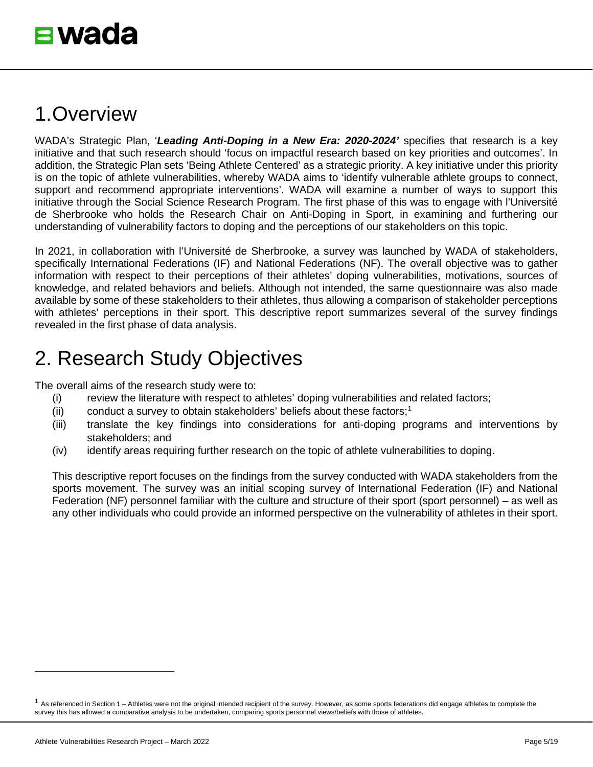# 1.Overview

WADA's Strategic Plan, '***Leading Anti-Doping in a New Era: 2020-2024'*** specifies that research is a key initiative and that such research should 'focus on impactful research based on key priorities and outcomes'. In addition, the Strategic Plan sets 'Being Athlete Centered' as a strategic priority. A key initiative under this priority is on the topic of athlete vulnerabilities, whereby WADA aims to 'identify vulnerable athlete groups to connect, support and recommend appropriate interventions'. WADA will examine a number of ways to support this initiative through the Social Science Research Program. The first phase of this was to engage with l'Université de Sherbrooke who holds the Research Chair on Anti-Doping in Sport, in examining and furthering our understanding of vulnerability factors to doping and the perceptions of our stakeholders on this topic.

In 2021, in collaboration with l'Université de Sherbrooke, a survey was launched by WADA of stakeholders, specifically International Federations (IF) and National Federations (NF). The overall objective was to gather information with respect to their perceptions of their athletes' doping vulnerabilities, motivations, sources of knowledge, and related behaviors and beliefs. Although not intended, the same questionnaire was also made available by some of these stakeholders to their athletes, thus allowing a comparison of stakeholder perceptions with athletes' perceptions in their sport. This descriptive report summarizes several of the survey findings revealed in the first phase of data analysis.

# 2. Research Study Objectives

The overall aims of the research study were to:

(i) review the literature with respect to athletes' doping vulnerabilities and related factors;

(ii) conduct a survey to obtain stakeholders' beliefs about these factors;[1]

(iii) translate the key findings into considerations for anti-doping programs and interventions by stakeholders; and

(iv) identify areas requiring further research on the topic of athlete vulnerabilities to doping.

This descriptive report focuses on the findings from the survey conducted with WADA stakeholders from the sports movement. The survey was an initial scoping survey of International Federation (IF) and National Federation (NF) personnel familiar with the culture and structure of their sport (sport personnel) – as well as any other individuals who could provide an informed perspective on the vulnerability of athletes in their sport.

[1] As referenced in Section 1 – Athletes were not the original intended recipient of the survey. However, as some sports federations did engage athletes to complete the survey this has allowed a comparative analysis to be undertaken, comparing sports personnel views/beliefs with those of athletes.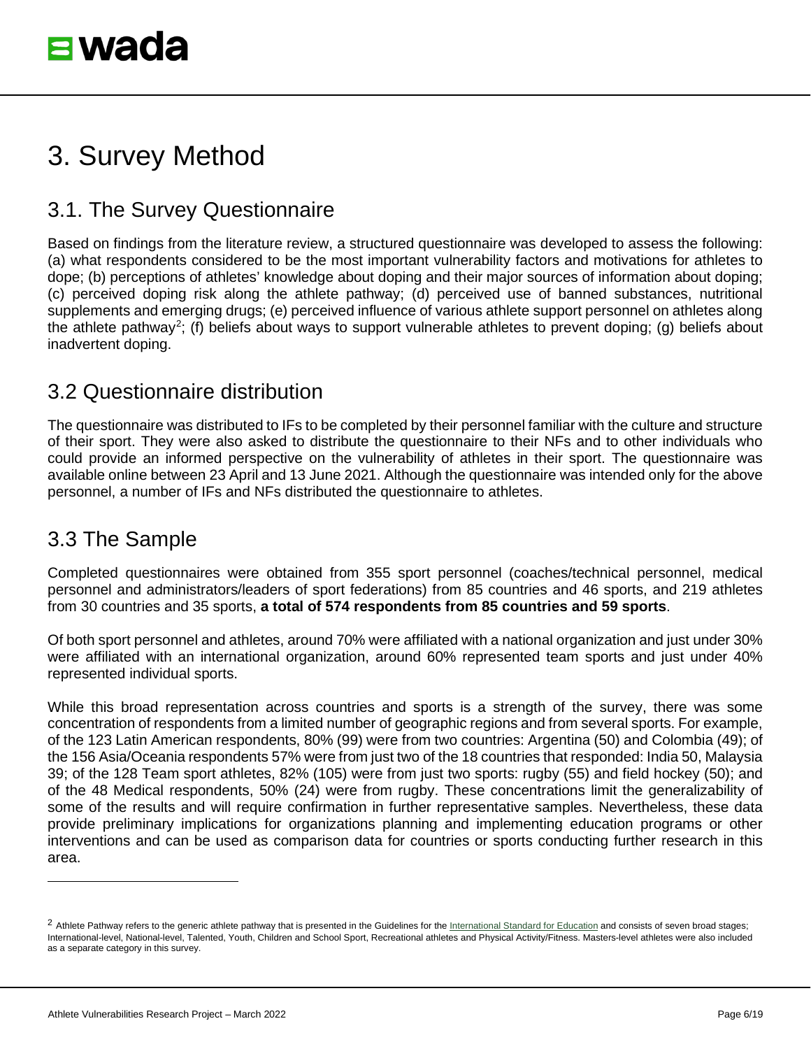# 3. Survey Method

## 3.1. The Survey Questionnaire

Based on findings from the literature review, a structured questionnaire was developed to assess the following: (a) what respondents considered to be the most important vulnerability factors and motivations for athletes to dope; (b) perceptions of athletes' knowledge about doping and their major sources of information about doping; (c) perceived doping risk along the athlete pathway; (d) perceived use of banned substances, nutritional supplements and emerging drugs; (e) perceived influence of various athlete support personnel on athletes along the athlete pathway[2]; (f) beliefs about ways to support vulnerable athletes to prevent doping; (g) beliefs about inadvertent doping.

## 3.2 Questionnaire distribution

The questionnaire was distributed to IFs to be completed by their personnel familiar with the culture and structure of their sport. They were also asked to distribute the questionnaire to their NFs and to other individuals who could provide an informed perspective on the vulnerability of athletes in their sport. The questionnaire was available online between 23 April and 13 June 2021. Although the questionnaire was intended only for the above personnel, a number of IFs and NFs distributed the questionnaire to athletes.

## 3.3 The Sample

Completed questionnaires were obtained from 355 sport personnel (coaches/technical personnel, medical personnel and administrators/leaders of sport federations) from 85 countries and 46 sports, and 219 athletes from 30 countries and 35 sports, **a total of 574 respondents from 85 countries and 59 sports**.

Of both sport personnel and athletes, around 70% were affiliated with a national organization and just under 30% were affiliated with an international organization, around 60% represented team sports and just under 40% represented individual sports.

While this broad representation across countries and sports is a strength of the survey, there was some concentration of respondents from a limited number of geographic regions and from several sports. For example, of the 123 Latin American respondents, 80% (99) were from two countries: Argentina (50) and Colombia (49); of the 156 Asia/Oceania respondents 57% were from just two of the 18 countries that responded: India 50, Malaysia 39; of the 128 Team sport athletes, 82% (105) were from just two sports: rugby (55) and field hockey (50); and of the 48 Medical respondents, 50% (24) were from rugby. These concentrations limit the generalizability of some of the results and will require confirmation in further representative samples. Nevertheless, these data provide preliminary implications for organizations planning and implementing education programs or other interventions and can be used as comparison data for countries or sports conducting further research in this area.

---

[2] Athlete Pathway refers to the generic athlete pathway that is presented in the Guidelines for the International Standard for Education and consists of seven broad stages; International-level, National-level, Talented, Youth, Children and School Sport, Recreational athletes and Physical Activity/Fitness. Masters-level athletes were also included as a separate category in this survey.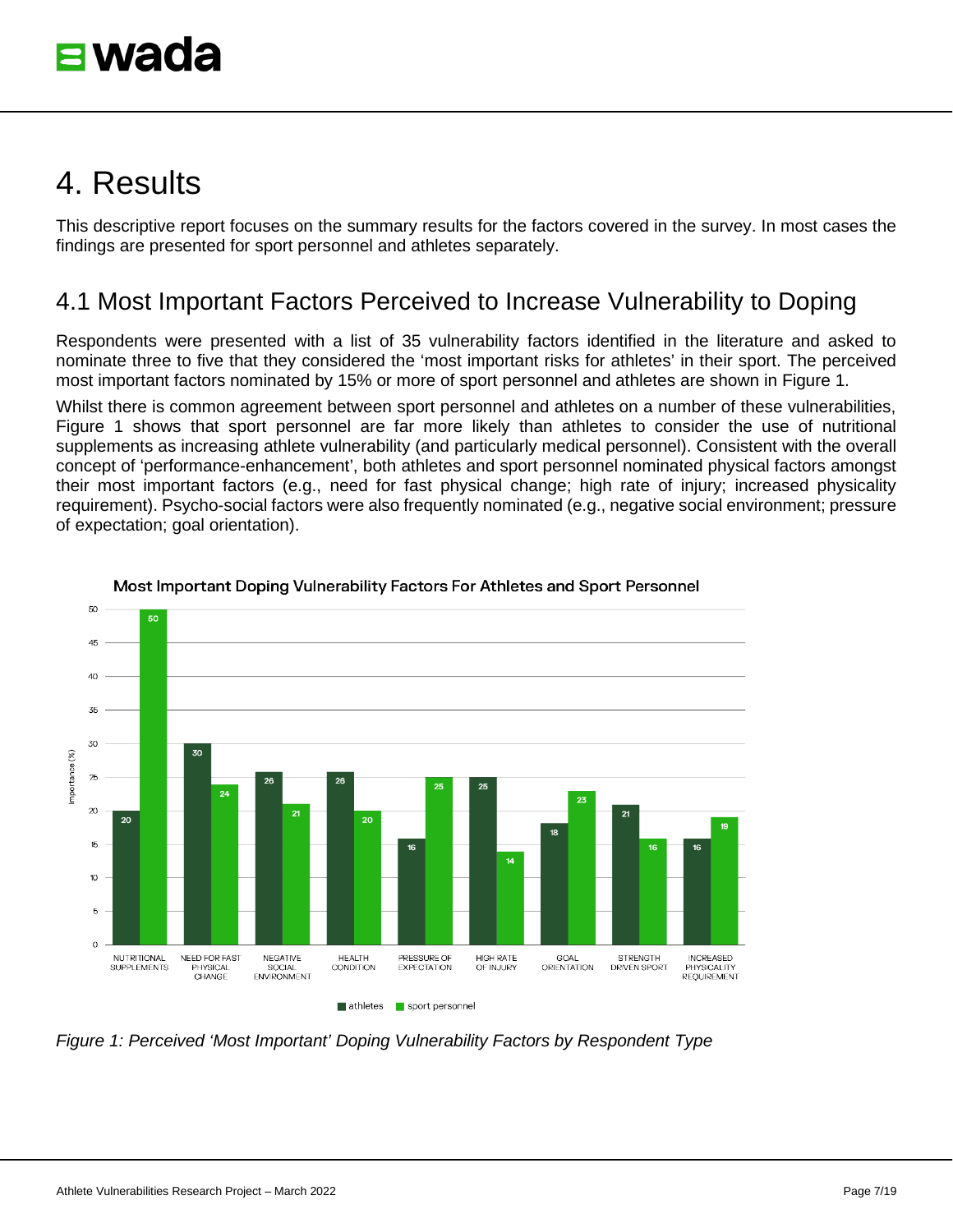# 4. Results

This descriptive report focuses on the summary results for the factors covered in the survey. In most cases the findings are presented for sport personnel and athletes separately.

## 4.1 Most Important Factors Perceived to Increase Vulnerability to Doping

Respondents were presented with a list of 35 vulnerability factors identified in the literature and asked to nominate three to five that they considered the 'most important risks for athletes' in their sport. The perceived most important factors nominated by 15% or more of sport personnel and athletes are shown in Figure 1.

Whilst there is common agreement between sport personnel and athletes on a number of these vulnerabilities, Figure 1 shows that sport personnel are far more likely than athletes to consider the use of nutritional supplements as increasing athlete vulnerability (and particularly medical personnel). Consistent with the overall concept of 'performance-enhancement', both athletes and sport personnel nominated physical factors amongst their most important factors (e.g., need for fast physical change; high rate of injury; increased physicality requirement). Psycho-social factors were also frequently nominated (e.g., negative social environment; pressure of expectation; goal orientation).

**Most Important Doping Vulnerability Factors For Athletes and Sport Personnel**

| Factor | Athletes (%) | Sport personnel (%) |
|---|---|---|
| Nutritional supplements | 20 | 50 |
| Need for fast physical change | 30 | 24 |
| Negative social environment | 26 | 21 |
| Health condition | 26 | 20 |
| Pressure of expectation | 16 | 25 |
| High rate of injury | 25 | 14 |
| Goal orientation | 18 | 23 |
| Strength driven sport | 21 | 16 |
| Increased physicality requirement | 16 | 19 |

*Figure 1: Perceived 'Most Important' Doping Vulnerability Factors by Respondent Type*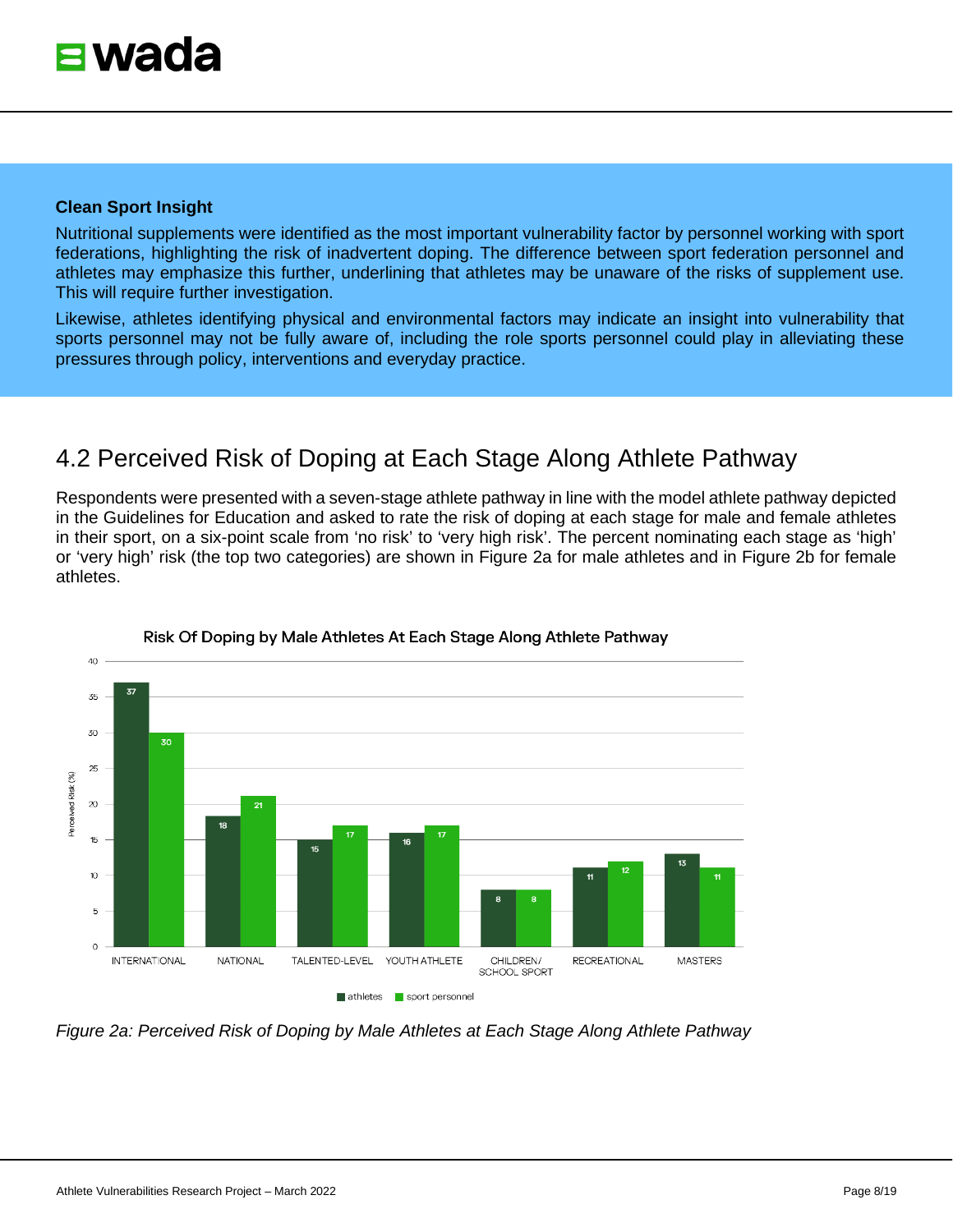**Clean Sport Insight**

Nutritional supplements were identified as the most important vulnerability factor by personnel working with sport federations, highlighting the risk of inadvertent doping. The difference between sport federation personnel and athletes may emphasize this further, underlining that athletes may be unaware of the risks of supplement use. This will require further investigation.

Likewise, athletes identifying physical and environmental factors may indicate an insight into vulnerability that sports personnel may not be fully aware of, including the role sports personnel could play in alleviating these pressures through policy, interventions and everyday practice.

## 4.2 Perceived Risk of Doping at Each Stage Along Athlete Pathway

Respondents were presented with a seven-stage athlete pathway in line with the model athlete pathway depicted in the Guidelines for Education and asked to rate the risk of doping at each stage for male and female athletes in their sport, on a six-point scale from 'no risk' to 'very high risk'. The percent nominating each stage as 'high' or 'very high' risk (the top two categories) are shown in Figure 2a for male athletes and in Figure 2b for female athletes.

**Risk Of Doping by Male Athletes At Each Stage Along Athlete Pathway**

Perceived Risk (%)

| Stage | athletes | sport personnel |
|---|---|---|
| INTERNATIONAL | 37 | 30 |
| NATIONAL | 18 | 21 |
| TALENTED-LEVEL | 15 | 17 |
| YOUTH ATHLETE | 16 | 17 |
| CHILDREN/ SCHOOL SPORT | 8 | 8 |
| RECREATIONAL | 11 | 12 |
| MASTERS | 13 | 11 |

*Figure 2a: Perceived Risk of Doping by Male Athletes at Each Stage Along Athlete Pathway*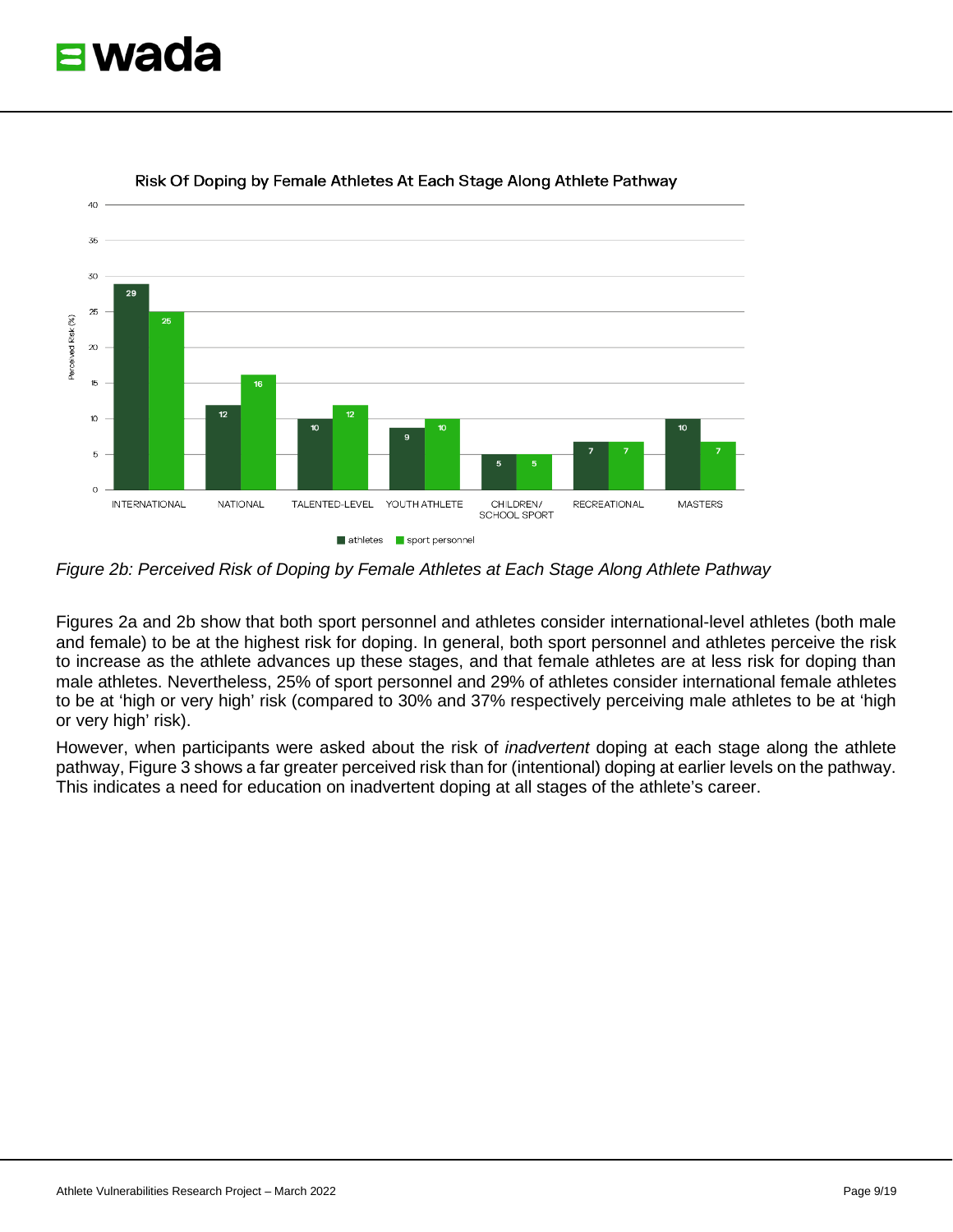*Figure 2b: Perceived Risk of Doping by Female Athletes at Each Stage Along Athlete Pathway*

Figures 2a and 2b show that both sport personnel and athletes consider international-level athletes (both male and female) to be at the highest risk for doping. In general, both sport personnel and athletes perceive the risk to increase as the athlete advances up these stages, and that female athletes are at less risk for doping than male athletes. Nevertheless, 25% of sport personnel and 29% of athletes consider international female athletes to be at 'high or very high' risk (compared to 30% and 37% respectively perceiving male athletes to be at 'high or very high' risk).

However, when participants were asked about the risk of *inadvertent* doping at each stage along the athlete pathway, Figure 3 shows a far greater perceived risk than for (intentional) doping at earlier levels on the pathway. This indicates a need for education on inadvertent doping at all stages of the athlete's career.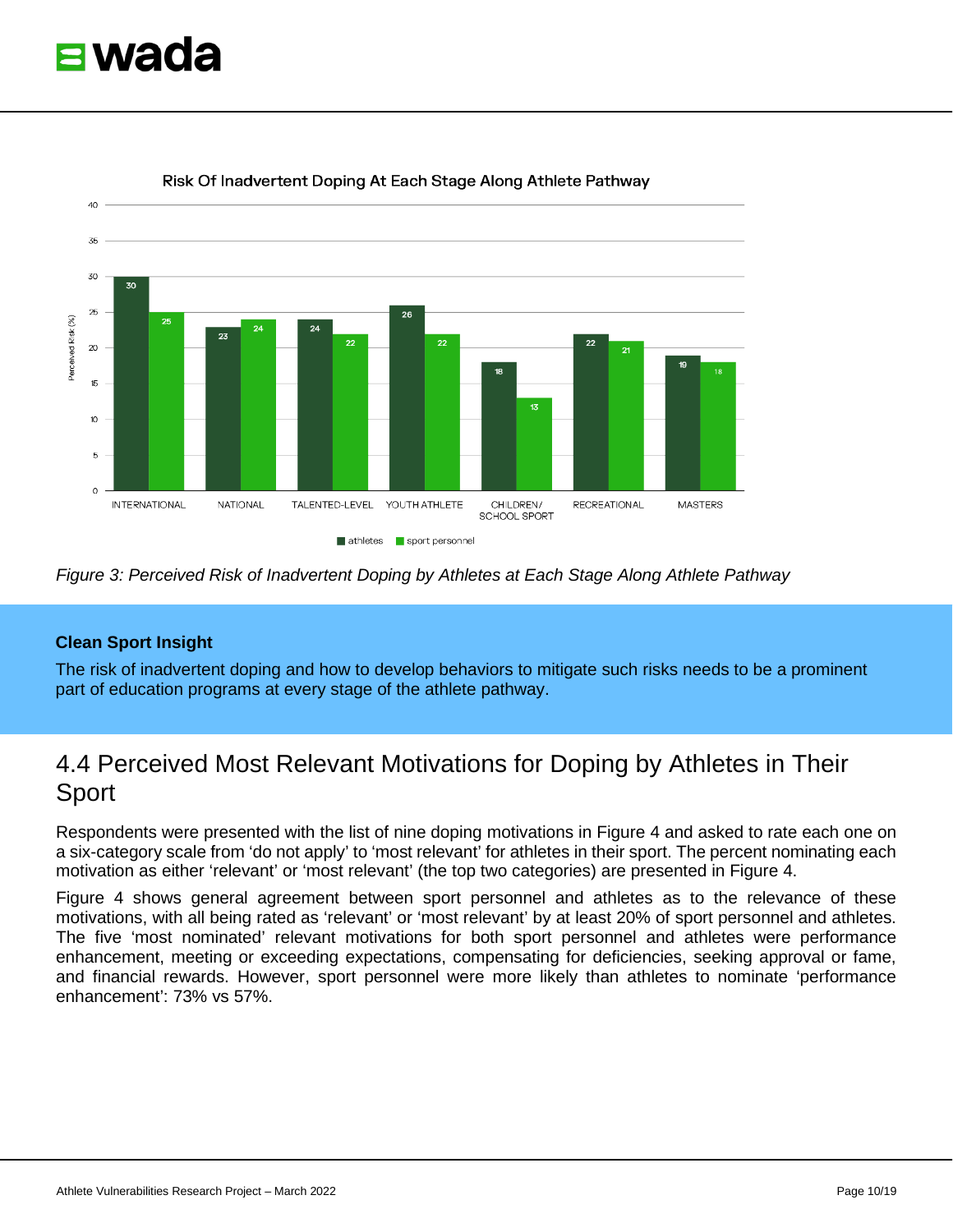Figure 3: *Perceived Risk of Inadvertent Doping by Athletes at Each Stage Along Athlete Pathway*

**Clean Sport Insight**

The risk of inadvertent doping and how to develop behaviors to mitigate such risks needs to be a prominent part of education programs at every stage of the athlete pathway.

## 4.4 Perceived Most Relevant Motivations for Doping by Athletes in Their Sport

Respondents were presented with the list of nine doping motivations in Figure 4 and asked to rate each one on a six-category scale from 'do not apply' to 'most relevant' for athletes in their sport. The percent nominating each motivation as either 'relevant' or 'most relevant' (the top two categories) are presented in Figure 4.

Figure 4 shows general agreement between sport personnel and athletes as to the relevance of these motivations, with all being rated as 'relevant' or 'most relevant' by at least 20% of sport personnel and athletes. The five 'most nominated' relevant motivations for both sport personnel and athletes were performance enhancement, meeting or exceeding expectations, compensating for deficiencies, seeking approval or fame, and financial rewards. However, sport personnel were more likely than athletes to nominate 'performance enhancement': 73% vs 57%.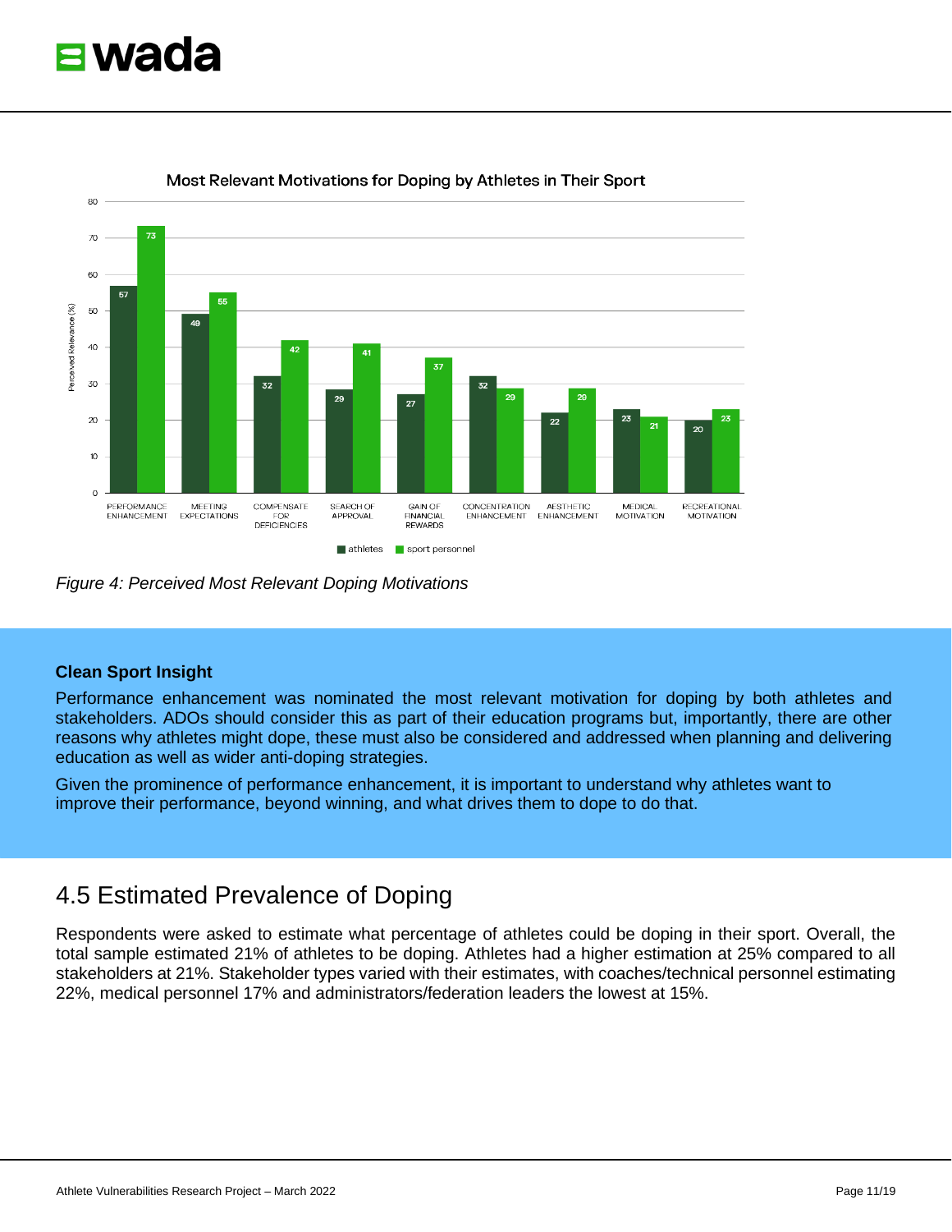Figure 4: Perceived Most Relevant Doping Motivations

**Clean Sport Insight**

Performance enhancement was nominated the most relevant motivation for doping by both athletes and stakeholders. ADOs should consider this as part of their education programs but, importantly, there are other reasons why athletes might dope, these must also be considered and addressed when planning and delivering education as well as wider anti-doping strategies.

Given the prominence of performance enhancement, it is important to understand why athletes want to improve their performance, beyond winning, and what drives them to dope to do that.

## 4.5 Estimated Prevalence of Doping

Respondents were asked to estimate what percentage of athletes could be doping in their sport. Overall, the total sample estimated 21% of athletes to be doping. Athletes had a higher estimation at 25% compared to all stakeholders at 21%. Stakeholder types varied with their estimates, with coaches/technical personnel estimating 22%, medical personnel 17% and administrators/federation leaders the lowest at 15%.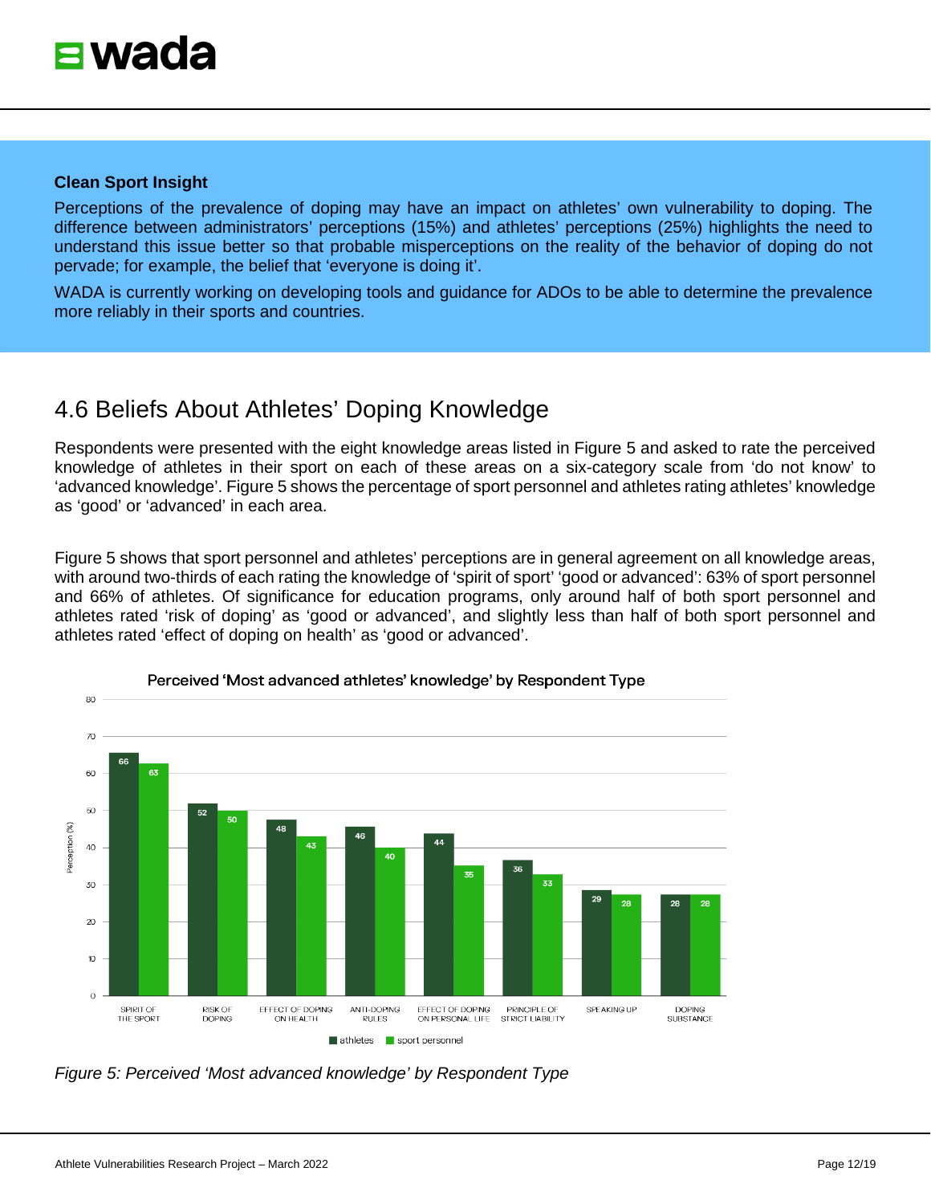**Clean Sport Insight**

Perceptions of the prevalence of doping may have an impact on athletes' own vulnerability to doping. The difference between administrators' perceptions (15%) and athletes' perceptions (25%) highlights the need to understand this issue better so that probable misperceptions on the reality of the behavior of doping do not pervade; for example, the belief that 'everyone is doing it'.

WADA is currently working on developing tools and guidance for ADOs to be able to determine the prevalence more reliably in their sports and countries.

## 4.6 Beliefs About Athletes' Doping Knowledge

Respondents were presented with the eight knowledge areas listed in Figure 5 and asked to rate the perceived knowledge of athletes in their sport on each of these areas on a six-category scale from 'do not know' to 'advanced knowledge'. Figure 5 shows the percentage of sport personnel and athletes rating athletes' knowledge as 'good' or 'advanced' in each area.

Figure 5 shows that sport personnel and athletes' perceptions are in general agreement on all knowledge areas, with around two-thirds of each rating the knowledge of 'spirit of sport' 'good or advanced': 63% of sport personnel and 66% of athletes. Of significance for education programs, only around half of both sport personnel and athletes rated 'risk of doping' as 'good or advanced', and slightly less than half of both sport personnel and athletes rated 'effect of doping on health' as 'good or advanced'.

**Perceived 'Most advanced athletes' knowledge' by Respondent Type**

| Knowledge area | Athletes (%) | Sport personnel (%) |
|---|---|---|
| Spirit of the sport | 66 | 63 |
| Risk of doping | 52 | 50 |
| Effect of doping on health | 48 | 43 |
| Anti-doping rules | 46 | 40 |
| Effect of doping on personal life | 44 | 35 |
| Principle of strict liability | 36 | 33 |
| Speaking up | 29 | 28 |
| Doping substance | 28 | 28 |

*Figure 5: Perceived 'Most advanced knowledge' by Respondent Type*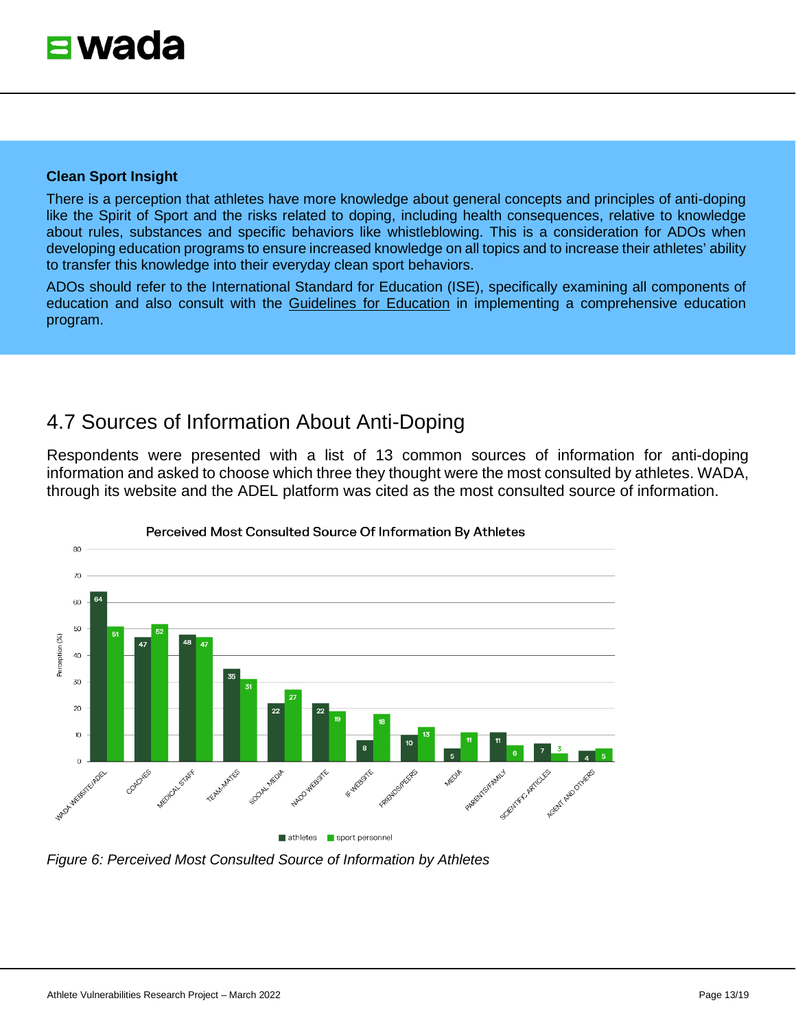**Clean Sport Insight**

There is a perception that athletes have more knowledge about general concepts and principles of anti-doping like the Spirit of Sport and the risks related to doping, including health consequences, relative to knowledge about rules, substances and specific behaviors like whistleblowing. This is a consideration for ADOs when developing education programs to ensure increased knowledge on all topics and to increase their athletes' ability to transfer this knowledge into their everyday clean sport behaviors.

ADOs should refer to the International Standard for Education (ISE), specifically examining all components of education and also consult with the Guidelines for Education in implementing a comprehensive education program.

## 4.7 Sources of Information About Anti-Doping

Respondents were presented with a list of 13 common sources of information for anti-doping information and asked to choose which three they thought were the most consulted by athletes. WADA, through its website and the ADEL platform was cited as the most consulted source of information.

**Perceived Most Consulted Source Of Information By Athletes**

| Source | athletes (%) | sport personnel (%) |
| --- | --- | --- |
| WADA WEBSITE/ADEL | 64 | 51 |
| COACHES | 47 | 52 |
| MEDICAL STAFF | 48 | 47 |
| TEAM-MATES | 35 | 31 |
| SOCIAL MEDIA | 22 | 27 |
| NADO WEBSITE | 22 | 19 |
| IF WEBSITE | 8 | 18 |
| FRIENDS/PEERS | 10 | 13 |
| MEDIA | 5 | 11 |
| PARENTS/FAMILY | 11 | 6 |
| SCIENTIFIC ARTICLES | 7 | 3 |
| AGENT AND OTHERS | 4 | 5 |

*Figure 6: Perceived Most Consulted Source of Information by Athletes*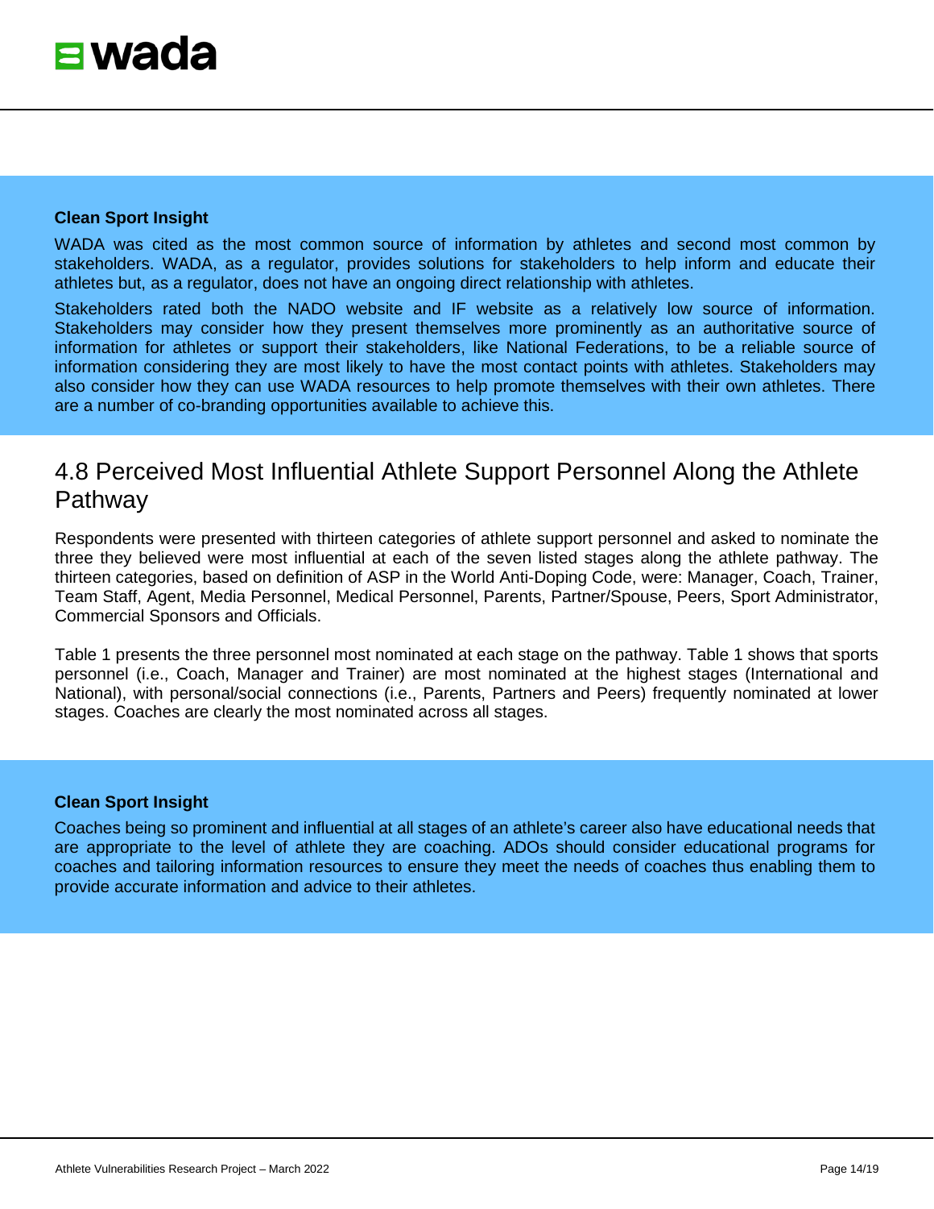**Clean Sport Insight**

WADA was cited as the most common source of information by athletes and second most common by stakeholders. WADA, as a regulator, provides solutions for stakeholders to help inform and educate their athletes but, as a regulator, does not have an ongoing direct relationship with athletes.

Stakeholders rated both the NADO website and IF website as a relatively low source of information. Stakeholders may consider how they present themselves more prominently as an authoritative source of information for athletes or support their stakeholders, like National Federations, to be a reliable source of information considering they are most likely to have the most contact points with athletes. Stakeholders may also consider how they can use WADA resources to help promote themselves with their own athletes. There are a number of co-branding opportunities available to achieve this.

## 4.8 Perceived Most Influential Athlete Support Personnel Along the Athlete Pathway

Respondents were presented with thirteen categories of athlete support personnel and asked to nominate the three they believed were most influential at each of the seven listed stages along the athlete pathway. The thirteen categories, based on definition of ASP in the World Anti-Doping Code, were: Manager, Coach, Trainer, Team Staff, Agent, Media Personnel, Medical Personnel, Parents, Partner/Spouse, Peers, Sport Administrator, Commercial Sponsors and Officials.

Table 1 presents the three personnel most nominated at each stage on the pathway. Table 1 shows that sports personnel (i.e., Coach, Manager and Trainer) are most nominated at the highest stages (International and National), with personal/social connections (i.e., Parents, Partners and Peers) frequently nominated at lower stages. Coaches are clearly the most nominated across all stages.

**Clean Sport Insight**

Coaches being so prominent and influential at all stages of an athlete's career also have educational needs that are appropriate to the level of athlete they are coaching. ADOs should consider educational programs for coaches and tailoring information resources to ensure they meet the needs of coaches thus enabling them to provide accurate information and advice to their athletes.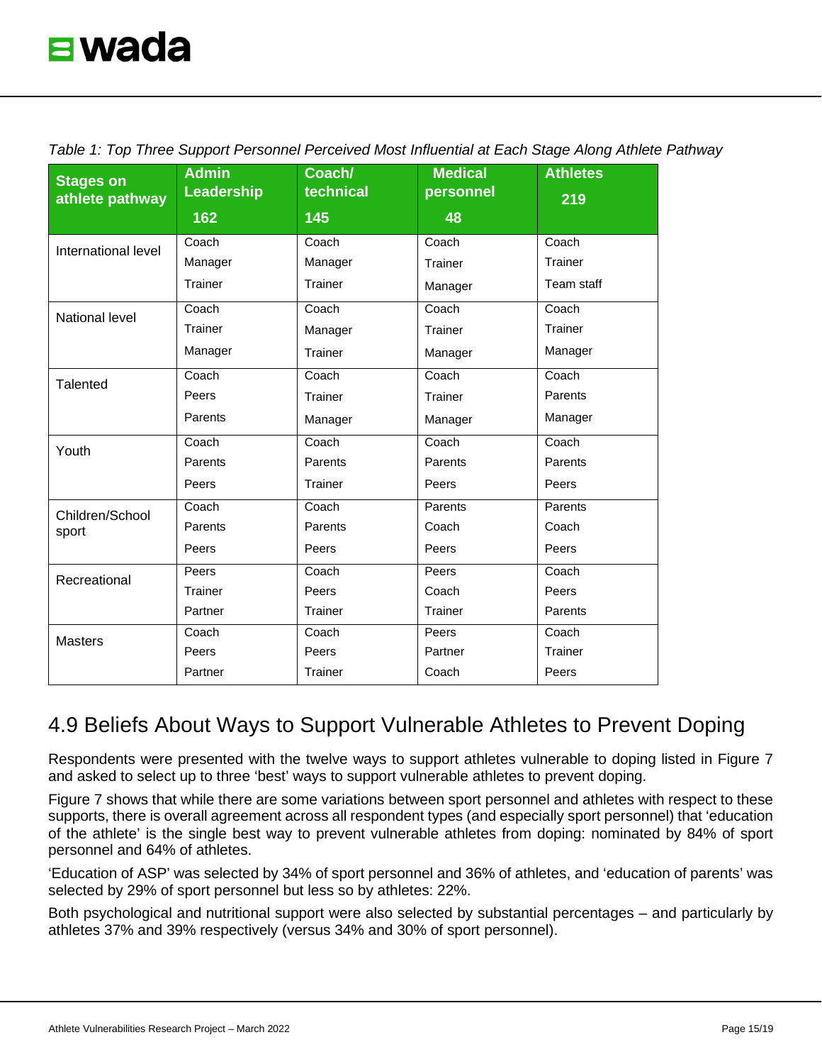*Table 1: Top Three Support Personnel Perceived Most Influential at Each Stage Along Athlete Pathway*

| Stages on athlete pathway | Admin Leadership 162 | Coach/ technical 145 | Medical personnel 48 | Athletes 219 |
|---|---|---|---|---|
| International level | Coach<br>Manager<br>Trainer | Coach<br>Manager<br>Trainer | Coach<br>Trainer<br>Manager | Coach<br>Trainer<br>Team staff |
| National level | Coach<br>Trainer<br>Manager | Coach<br>Manager<br>Trainer | Coach<br>Trainer<br>Manager | Coach<br>Trainer<br>Manager |
| Talented | Coach<br>Peers<br>Parents | Coach<br>Trainer<br>Manager | Coach<br>Trainer<br>Manager | Coach<br>Parents<br>Manager |
| Youth | Coach<br>Parents<br>Peers | Coach<br>Parents<br>Trainer | Coach<br>Parents<br>Peers | Coach<br>Parents<br>Peers |
| Children/School sport | Coach<br>Parents<br>Peers | Coach<br>Parents<br>Peers | Parents<br>Coach<br>Peers | Parents<br>Coach<br>Peers |
| Recreational | Peers<br>Trainer<br>Partner | Coach<br>Peers<br>Trainer | Peers<br>Coach<br>Trainer | Coach<br>Peers<br>Parents |
| Masters | Coach<br>Peers<br>Partner | Coach<br>Peers<br>Trainer | Peers<br>Partner<br>Coach | Coach<br>Trainer<br>Peers |

## 4.9 Beliefs About Ways to Support Vulnerable Athletes to Prevent Doping

Respondents were presented with the twelve ways to support athletes vulnerable to doping listed in Figure 7 and asked to select up to three 'best' ways to support vulnerable athletes to prevent doping.

Figure 7 shows that while there are some variations between sport personnel and athletes with respect to these supports, there is overall agreement across all respondent types (and especially sport personnel) that 'education of the athlete' is the single best way to prevent vulnerable athletes from doping: nominated by 84% of sport personnel and 64% of athletes.

'Education of ASP' was selected by 34% of sport personnel and 36% of athletes, and 'education of parents' was selected by 29% of sport personnel but less so by athletes: 22%.

Both psychological and nutritional support were also selected by substantial percentages – and particularly by athletes 37% and 39% respectively (versus 34% and 30% of sport personnel).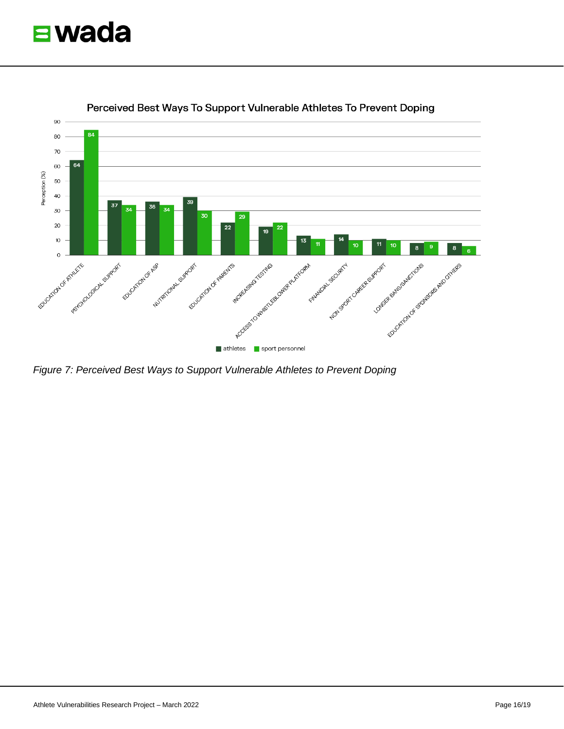Perceived Best Ways To Support Vulnerable Athletes To Prevent Doping

| Support | athletes | sport personnel |
|---|---|---|
| EDUCATION OF ATHLETE | 64 | 84 |
| PSYCHOLOGICAL SUPPORT | 37 | 34 |
| EDUCATION OF ASP | 36 | 34 |
| NUTRITIONAL SUPPORT | 39 | 30 |
| EDUCATION OF PARENTS | 22 | 29 |
| INCREASING TESTING | 19 | 22 |
| ACCESS TO WHISTLEBLOWER PLATFORM | 13 | 11 |
| FINANCIAL SECURITY | 14 | 10 |
| NON SPORT CAREER SUPPORT | 11 | 10 |
| LONGER BANS/SANCTIONS | 8 | 9 |
| EDUCATION OF SPONSORS AND OTHERS | 8 | 6 |

*Figure 7: Perceived Best Ways to Support Vulnerable Athletes to Prevent Doping*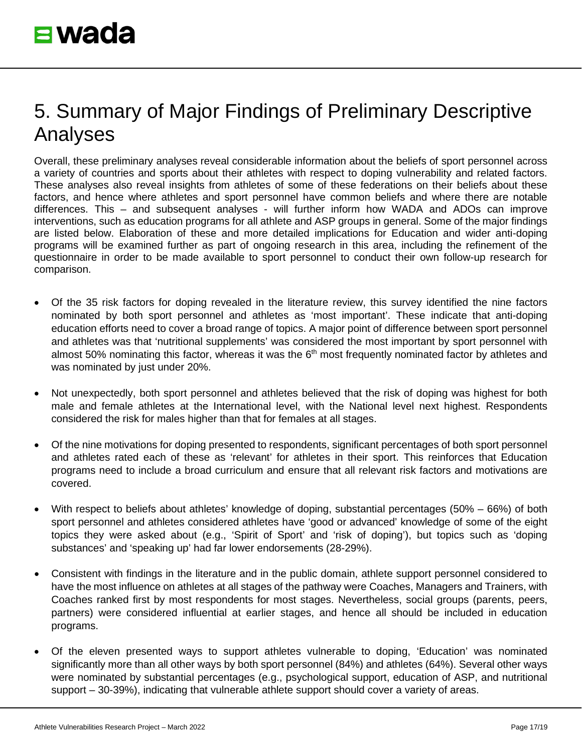# 5. Summary of Major Findings of Preliminary Descriptive Analyses

Overall, these preliminary analyses reveal considerable information about the beliefs of sport personnel across a variety of countries and sports about their athletes with respect to doping vulnerability and related factors. These analyses also reveal insights from athletes of some of these federations on their beliefs about these factors, and hence where athletes and sport personnel have common beliefs and where there are notable differences. This – and subsequent analyses - will further inform how WADA and ADOs can improve interventions, such as education programs for all athlete and ASP groups in general. Some of the major findings are listed below. Elaboration of these and more detailed implications for Education and wider anti-doping programs will be examined further as part of ongoing research in this area, including the refinement of the questionnaire in order to be made available to sport personnel to conduct their own follow-up research for comparison.

- Of the 35 risk factors for doping revealed in the literature review, this survey identified the nine factors nominated by both sport personnel and athletes as 'most important'. These indicate that anti-doping education efforts need to cover a broad range of topics. A major point of difference between sport personnel and athletes was that 'nutritional supplements' was considered the most important by sport personnel with almost 50% nominating this factor, whereas it was the 6th most frequently nominated factor by athletes and was nominated by just under 20%.
- Not unexpectedly, both sport personnel and athletes believed that the risk of doping was highest for both male and female athletes at the International level, with the National level next highest. Respondents considered the risk for males higher than that for females at all stages.
- Of the nine motivations for doping presented to respondents, significant percentages of both sport personnel and athletes rated each of these as 'relevant' for athletes in their sport. This reinforces that Education programs need to include a broad curriculum and ensure that all relevant risk factors and motivations are covered.
- With respect to beliefs about athletes' knowledge of doping, substantial percentages (50% – 66%) of both sport personnel and athletes considered athletes have 'good or advanced' knowledge of some of the eight topics they were asked about (e.g., 'Spirit of Sport' and 'risk of doping'), but topics such as 'doping substances' and 'speaking up' had far lower endorsements (28-29%).
- Consistent with findings in the literature and in the public domain, athlete support personnel considered to have the most influence on athletes at all stages of the pathway were Coaches, Managers and Trainers, with Coaches ranked first by most respondents for most stages. Nevertheless, social groups (parents, peers, partners) were considered influential at earlier stages, and hence all should be included in education programs.
- Of the eleven presented ways to support athletes vulnerable to doping, 'Education' was nominated significantly more than all other ways by both sport personnel (84%) and athletes (64%). Several other ways were nominated by substantial percentages (e.g., psychological support, education of ASP, and nutritional support – 30-39%), indicating that vulnerable athlete support should cover a variety of areas.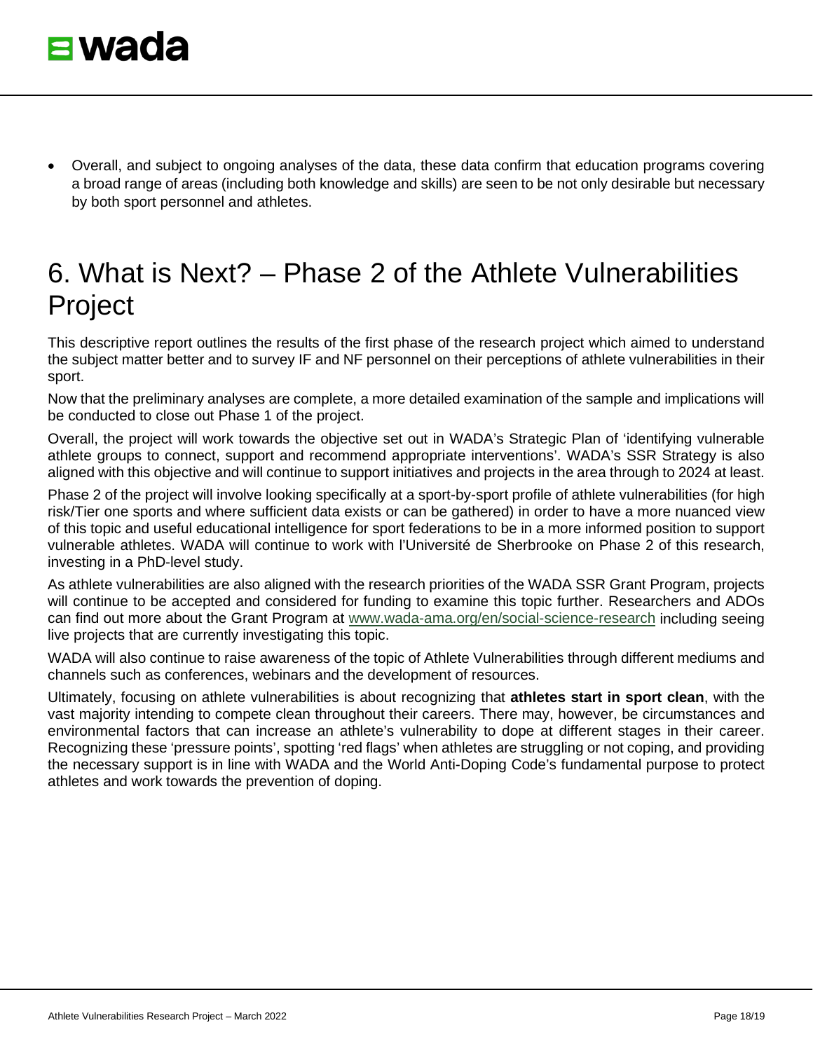- Overall, and subject to ongoing analyses of the data, these data confirm that education programs covering a broad range of areas (including both knowledge and skills) are seen to be not only desirable but necessary by both sport personnel and athletes.

# 6. What is Next? – Phase 2 of the Athlete Vulnerabilities Project

This descriptive report outlines the results of the first phase of the research project which aimed to understand the subject matter better and to survey IF and NF personnel on their perceptions of athlete vulnerabilities in their sport.

Now that the preliminary analyses are complete, a more detailed examination of the sample and implications will be conducted to close out Phase 1 of the project.

Overall, the project will work towards the objective set out in WADA's Strategic Plan of 'identifying vulnerable athlete groups to connect, support and recommend appropriate interventions'. WADA's SSR Strategy is also aligned with this objective and will continue to support initiatives and projects in the area through to 2024 at least.

Phase 2 of the project will involve looking specifically at a sport-by-sport profile of athlete vulnerabilities (for high risk/Tier one sports and where sufficient data exists or can be gathered) in order to have a more nuanced view of this topic and useful educational intelligence for sport federations to be in a more informed position to support vulnerable athletes. WADA will continue to work with l'Université de Sherbrooke on Phase 2 of this research, investing in a PhD-level study.

As athlete vulnerabilities are also aligned with the research priorities of the WADA SSR Grant Program, projects will continue to be accepted and considered for funding to examine this topic further. Researchers and ADOs can find out more about the Grant Program at [www.wada-ama.org/en/social-science-research](www.wada-ama.org/en/social-science-research) including seeing live projects that are currently investigating this topic.

WADA will also continue to raise awareness of the topic of Athlete Vulnerabilities through different mediums and channels such as conferences, webinars and the development of resources.

Ultimately, focusing on athlete vulnerabilities is about recognizing that **athletes start in sport clean**, with the vast majority intending to compete clean throughout their careers. There may, however, be circumstances and environmental factors that can increase an athlete's vulnerability to dope at different stages in their career. Recognizing these 'pressure points', spotting 'red flags' when athletes are struggling or not coping, and providing the necessary support is in line with WADA and the World Anti-Doping Code's fundamental purpose to protect athletes and work towards the prevention of doping.